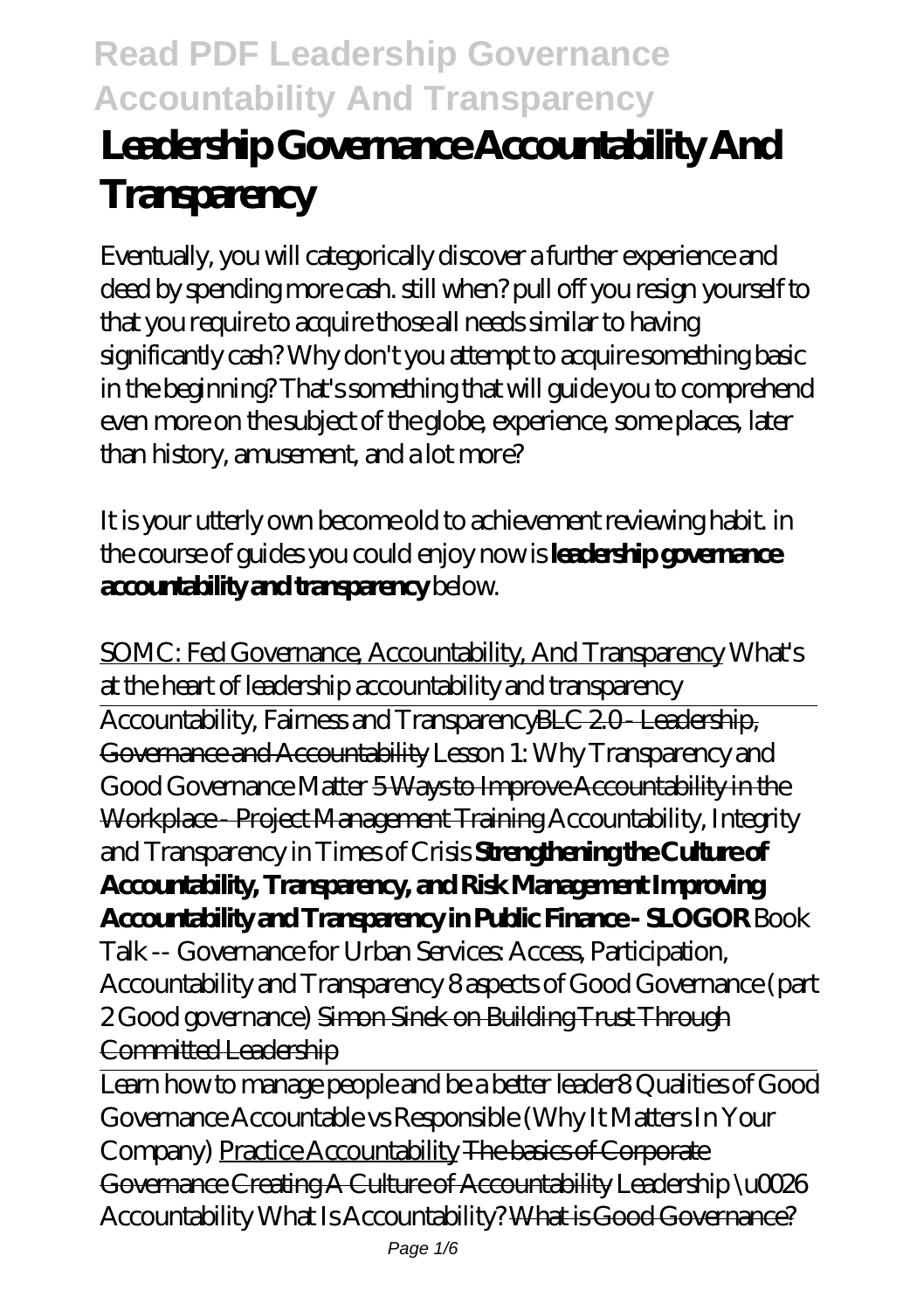# Leadership Governance Accountability And Transparency

Eventually, you will categorically discover a further experience and deed by spending more cash. still when? pull off you resign yourself to that you require to acquire those all needs similar to having significantly cash? Why don't you attempt to acquire something basic in the beginning? That's something that will guide you to comprehend even more on the subject of the globe, experience, some places, later than history, amusement, and a lot more?

It is your utterly own become old to achievement reviewing habit. in the course of guides you could enjoy now is **leadership governance accountability and transparency** below.

SOMC: Fed Governance, Accountability, And Transparency *What's at the heart of leadership accountability and transparency*

Accountability, Fairness and TransparencyBLC 2.0 - Leadership, Governance and Accountability *Lesson 1: Why Transparency and Good Governance Matter* 5 Ways to Improve Accountability in the Workplace - Project Management Training *Accountability, Integrity and Transparency in Times of Crisis* **Strengthening the Culture of Accountability, Transparency, and Risk Management Improving Accountability and Transparency in Public Finance - SLOGOR** *Book Talk -- Governance for Urban Services: Access, Participation, Accountability and Transparency 8 aspects of Good Governance (part 2 Good governance)* Simon Sinek on Building Trust Through Committed Leadership

Learn how to manage people and be a better leader*8 Qualities of Good Governance Accountable vs Responsible (Why It Matters In Your Company)* Practice Accountability The basics of Corporate Governance Creating A Culture of Accountability *Leadership \u0026 Accountability What Is Accountability?* What is Good Governance?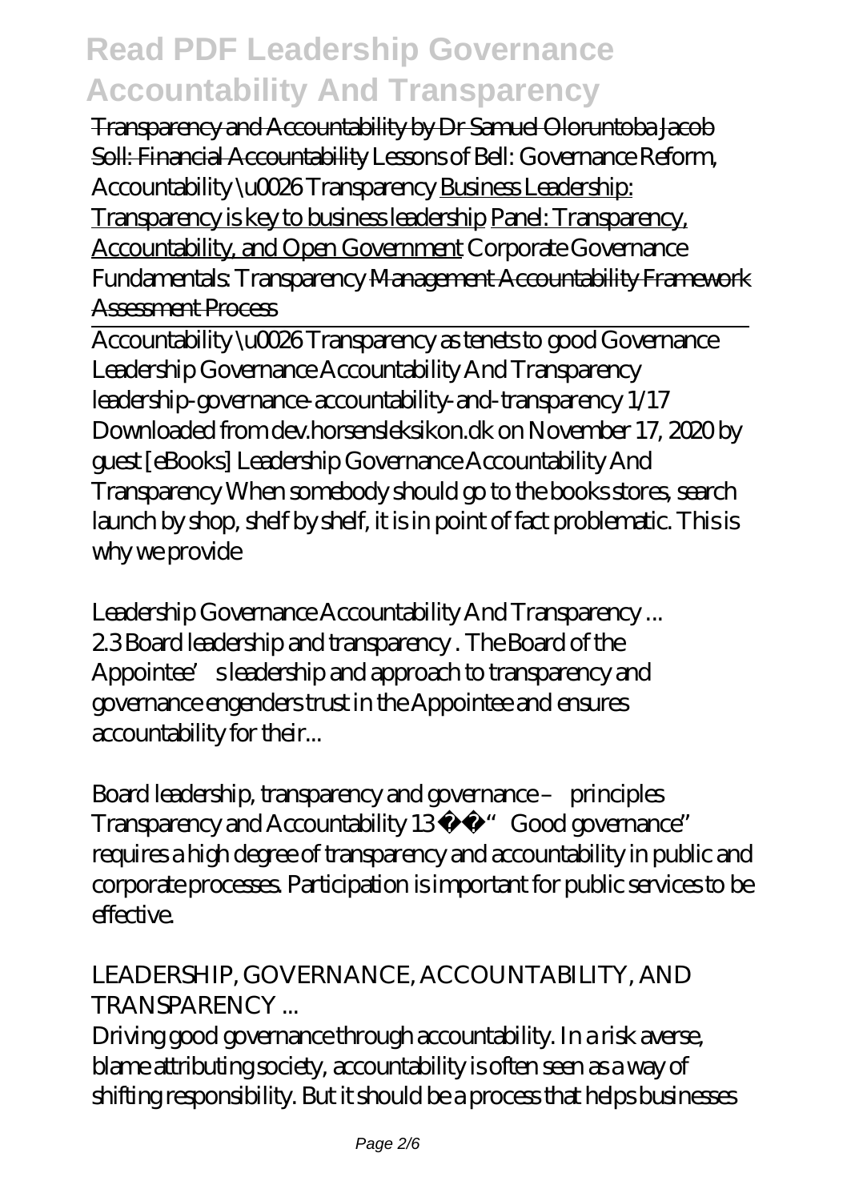~~Transparency and Accountability by Dr Samuel Oloruntoba~~ ~~Jacob Soll: Financial Accountability~~ *Lessons of Bell: Governance Reform, Accountability \u0026 Transparency* Business Leadership: Transparency is key to business leadership Panel: Transparency, Accountability, and Open Government *Corporate Governance Fundamentals: Transparency* ~~Management Accountability Framework Assessment Process~~

---

*Accountability \u0026 Transparency as tenets to good Governance*
*Leadership Governance Accountability And Transparency*
leadership-governance-accountability-and-transparency 1/17 Downloaded from dev.horsensleksikon.dk on November 17, 2020 by guest [eBooks] Leadership Governance Accountability And Transparency When somebody should go to the books stores, search launch by shop, shelf by shelf, it is in point of fact problematic. This is why we provide

*Leadership Governance Accountability And Transparency ...*
2.3 Board leadership and transparency . The Board of the Appointee's leadership and approach to transparency and governance engenders trust in the Appointee and ensures accountability for their...

*Board leadership, transparency and governance – principles*
Transparency and Accountability 13 â " "Good governance" requires a high degree of transparency and accountability in public and corporate processes. Participation is important for public services to be effective.

*LEADERSHIP, GOVERNANCE, ACCOUNTABILITY, AND TRANSPARENCY ...*
Driving good governance through accountability. In a risk averse, blame attributing society, accountability is often seen as a way of shifting responsibility. But it should be a process that helps businesses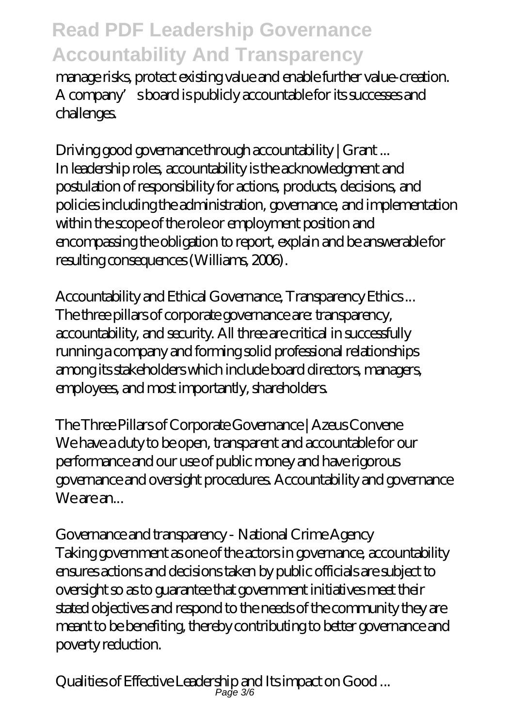manage risks, protect existing value and enable further value-creation. A company's board is publicly accountable for its successes and challenges.

*Driving good governance through accountability | Grant ...*
In leadership roles, accountability is the acknowledgment and postulation of responsibility for actions, products, decisions, and policies including the administration, governance, and implementation within the scope of the role or employment position and encompassing the obligation to report, explain and be answerable for resulting consequences (Williams, 2006).

*Accountability and Ethical Governance, Transparency Ethics ...*
The three pillars of corporate governance are: transparency, accountability, and security. All three are critical in successfully running a company and forming solid professional relationships among its stakeholders which include board directors, managers, employees, and most importantly, shareholders.

*The Three Pillars of Corporate Governance | Azeus Convene*
We have a duty to be open, transparent and accountable for our performance and our use of public money and have rigorous governance and oversight procedures. Accountability and governance We are an...

*Governance and transparency - National Crime Agency*
Taking government as one of the actors in governance, accountability ensures actions and decisions taken by public officials are subject to oversight so as to guarantee that government initiatives meet their stated objectives and respond to the needs of the community they are meant to be benefiting, thereby contributing to better governance and poverty reduction.

*Qualities of Effective Leadership and Its impact on Good ...*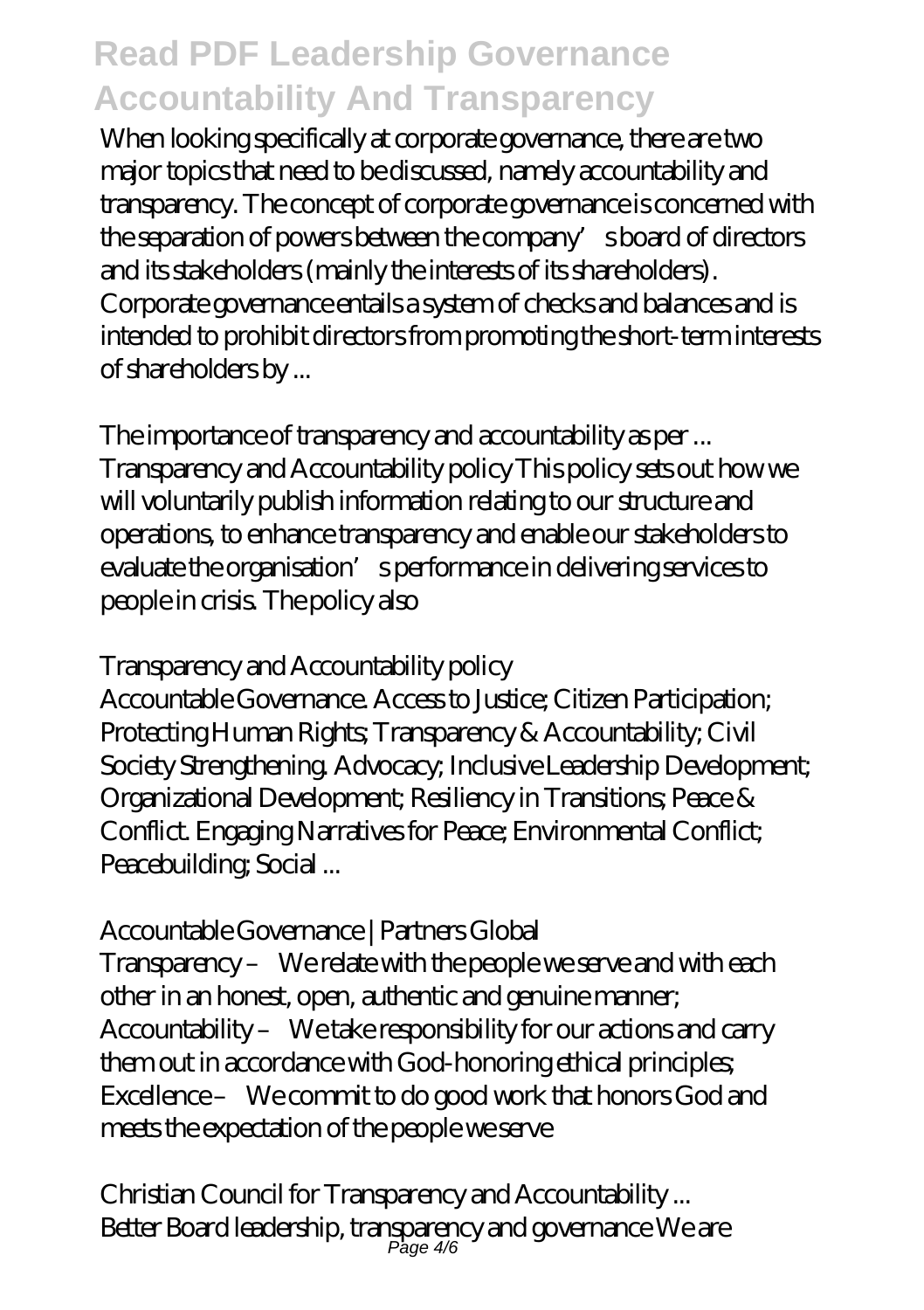When looking specifically at corporate governance, there are two major topics that need to be discussed, namely accountability and transparency. The concept of corporate governance is concerned with the separation of powers between the company's board of directors and its stakeholders (mainly the interests of its shareholders). Corporate governance entails a system of checks and balances and is intended to prohibit directors from promoting the short-term interests of shareholders by ...

*The importance of transparency and accountability as per ...*
Transparency and Accountability policy This policy sets out how we will voluntarily publish information relating to our structure and operations, to enhance transparency and enable our stakeholders to evaluate the organisation's performance in delivering services to people in crisis. The policy also

*Transparency and Accountability policy*
Accountable Governance. Access to Justice; Citizen Participation; Protecting Human Rights; Transparency & Accountability; Civil Society Strengthening. Advocacy; Inclusive Leadership Development; Organizational Development; Resiliency in Transitions; Peace & Conflict. Engaging Narratives for Peace; Environmental Conflict; Peacebuilding; Social ...

*Accountable Governance | Partners Global*
Transparency – We relate with the people we serve and with each other in an honest, open, authentic and genuine manner; Accountability – We take responsibility for our actions and carry them out in accordance with God-honoring ethical principles; Excellence – We commit to do good work that honors God and meets the expectation of the people we serve

*Christian Council for Transparency and Accountability ...*
Better Board leadership, transparency and governance We are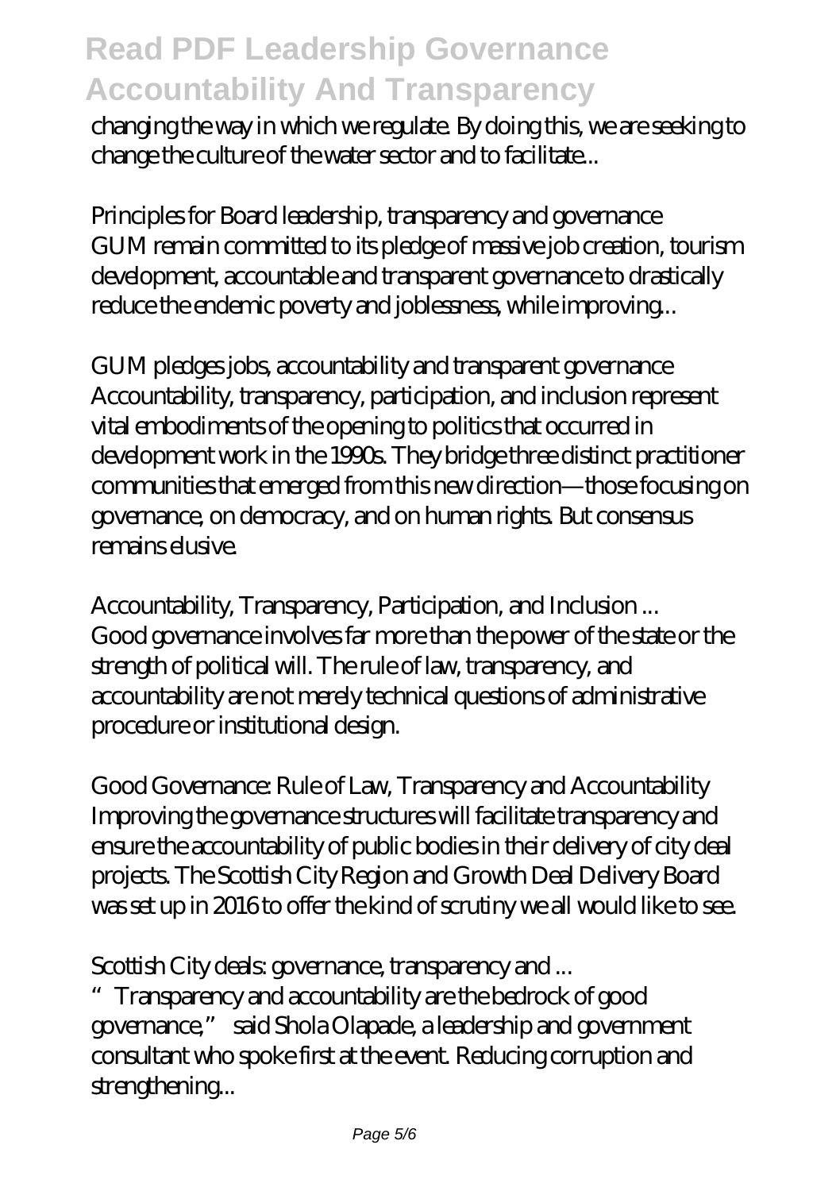changing the way in which we regulate. By doing this, we are seeking to change the culture of the water sector and to facilitate...

*Principles for Board leadership, transparency and governance*
GUM remain committed to its pledge of massive job creation, tourism development, accountable and transparent governance to drastically reduce the endemic poverty and joblessness, while improving...

*GUM pledges jobs, accountability and transparent governance*
Accountability, transparency, participation, and inclusion represent vital embodiments of the opening to politics that occurred in development work in the 1990s. They bridge three distinct practitioner communities that emerged from this new direction—those focusing on governance, on democracy, and on human rights. But consensus remains elusive.

*Accountability, Transparency, Participation, and Inclusion ...*
Good governance involves far more than the power of the state or the strength of political will. The rule of law, transparency, and accountability are not merely technical questions of administrative procedure or institutional design.

*Good Governance: Rule of Law, Transparency and Accountability*
Improving the governance structures will facilitate transparency and ensure the accountability of public bodies in their delivery of city deal projects. The Scottish City Region and Growth Deal Delivery Board was set up in 2016 to offer the kind of scrutiny we all would like to see.

*Scottish City deals: governance, transparency and ...*
"Transparency and accountability are the bedrock of good governance," said Shola Olapade, a leadership and government consultant who spoke first at the event. Reducing corruption and strengthening...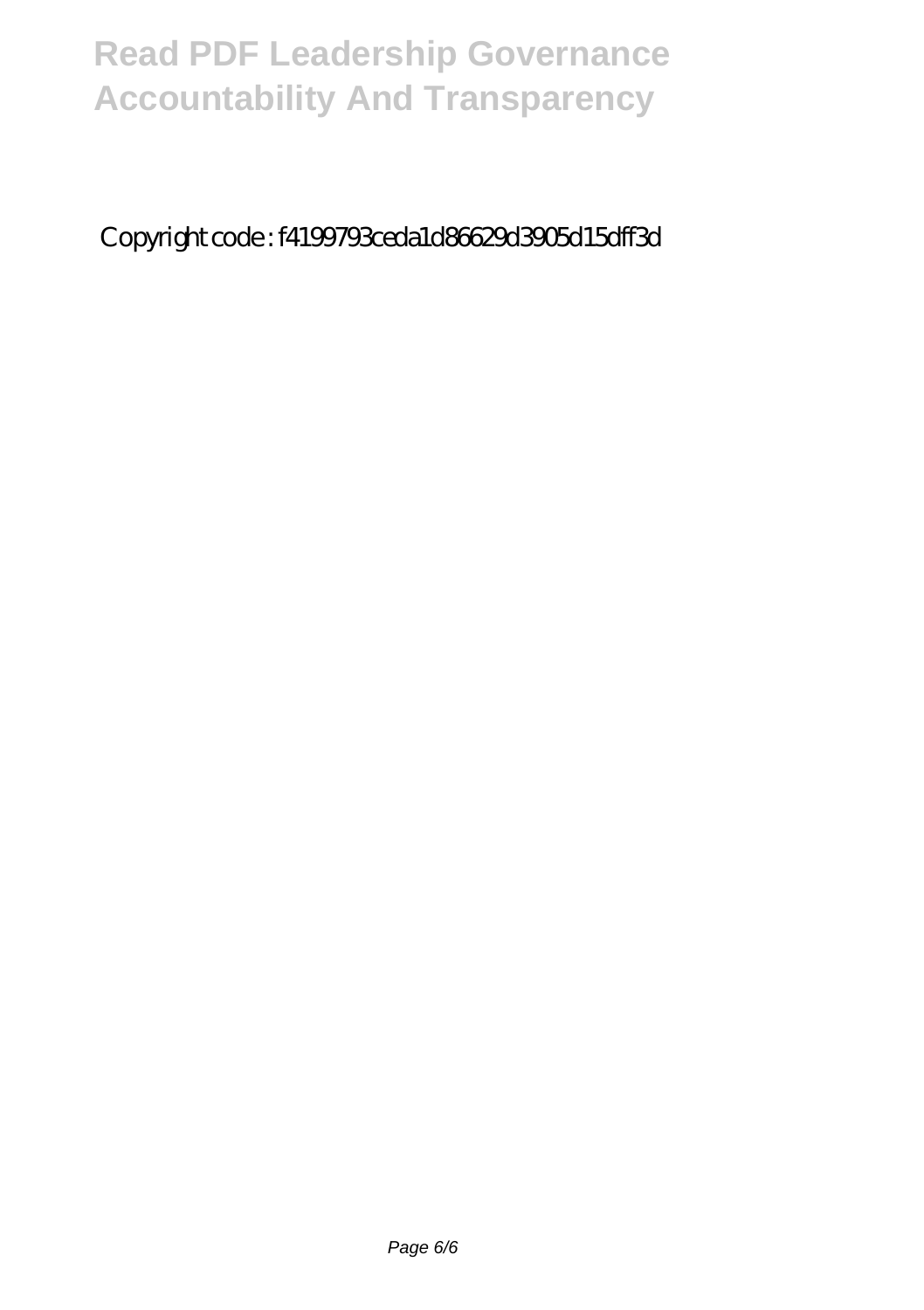Copyright code : f4199793ceda1d86629d3905d15dff3d